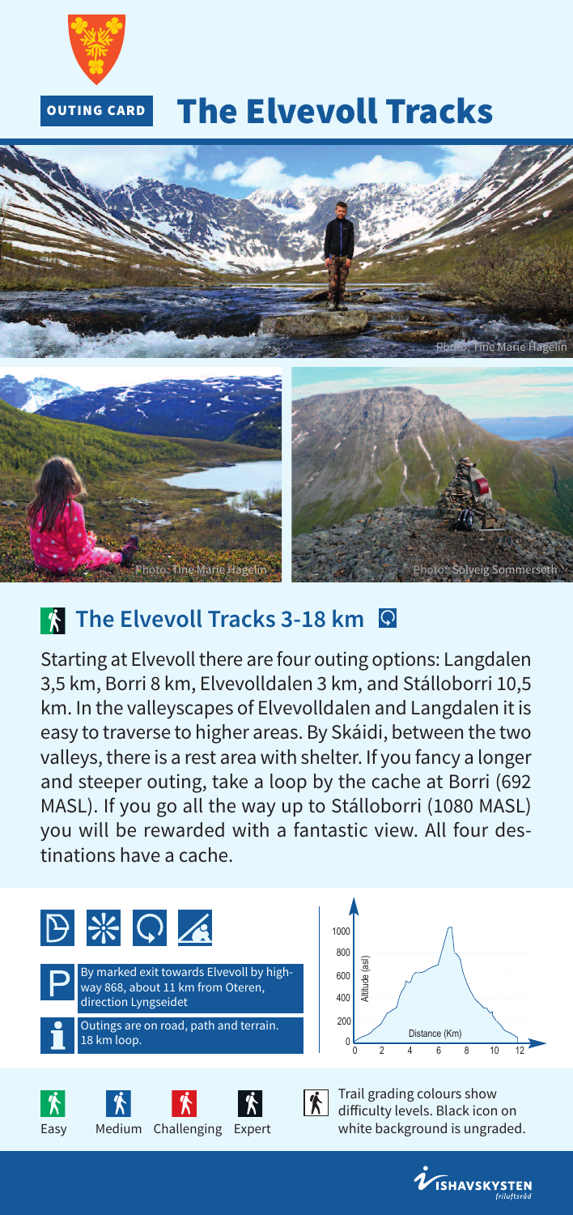OUTING CARD

# The Elvevoll Tracks

Photo: Tine Marie Hagelin

Photo: Tine Marie Hagelin

Photo: Solveig Sommerseth

## The Elvevoll Tracks 3-18 km

Starting at Elvevoll there are four outing options: Langdalen 3,5 km, Borri 8 km, Elvevolldalen 3 km, and Stálloborri 10,5 km. In the valleyscapes of Elvevolldalen and Langdalen it is easy to traverse to higher areas. By Skáidi, between the two valleys, there is a rest area with shelter. If you fancy a longer and steeper outing, take a loop by the cache at Borri (692 MASL). If you go all the way up to Stálloborri (1080 MASL) you will be rewarded with a fantastic view. All four destinations have a cache.

**P** By marked exit towards Elvevoll by highway 868, about 11 km from Oteren, direction Lyngseidet

**i** Outings are on road, path and terrain. 18 km loop.

Easy | Medium | Challenging | Expert

Trail grading colours show difficulty levels. Black icon on white background is ungraded.

ISHAVSKYSTEN friluftsråd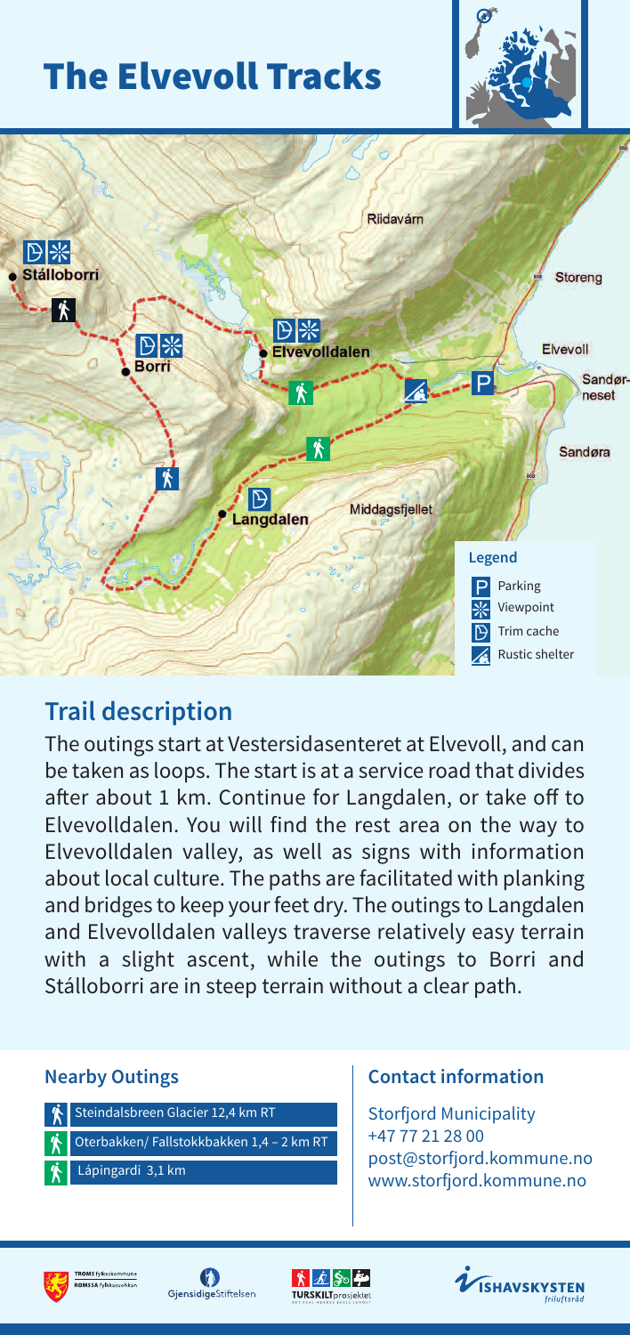# The Elvevoll Tracks

Riidavárn

Stálloborri

Storeng

Borri

Elvevolldalen

Elvevoll

Sandør-neset

Sandøra

Langdalen

Middagsfjellet

**Legend**

- Parking
- Viewpoint
- Trim cache
- Rustic shelter

## Trail description

The outings start at Vestersidasenteret at Elvevoll, and can be taken as loops. The start is at a service road that divides after about 1 km. Continue for Langdalen, or take off to Elvevolldalen. You will find the rest area on the way to Elvevolldalen valley, as well as signs with information about local culture. The paths are facilitated with planking and bridges to keep your feet dry. The outings to Langdalen and Elvevolldalen valleys traverse relatively easy terrain with a slight ascent, while the outings to Borri and Stálloborri are in steep terrain without a clear path.

### Nearby Outings

- Steindalsbreen Glacier 12,4 km RT
- Oterbakken/ Fallstokkbakken 1,4 – 2 km RT
- Lápingardi 3,1 km

### Contact information

Storfjord Municipality
+47 77 21 28 00
post@storfjord.kommune.no
www.storfjord.kommune.no

TROMS fylkeskommune ROMSSA fylkkasuohkan

GjensidigeStiftelsen

TURSKILTprosjektet

ISHAVSKYSTEN friluftsråd